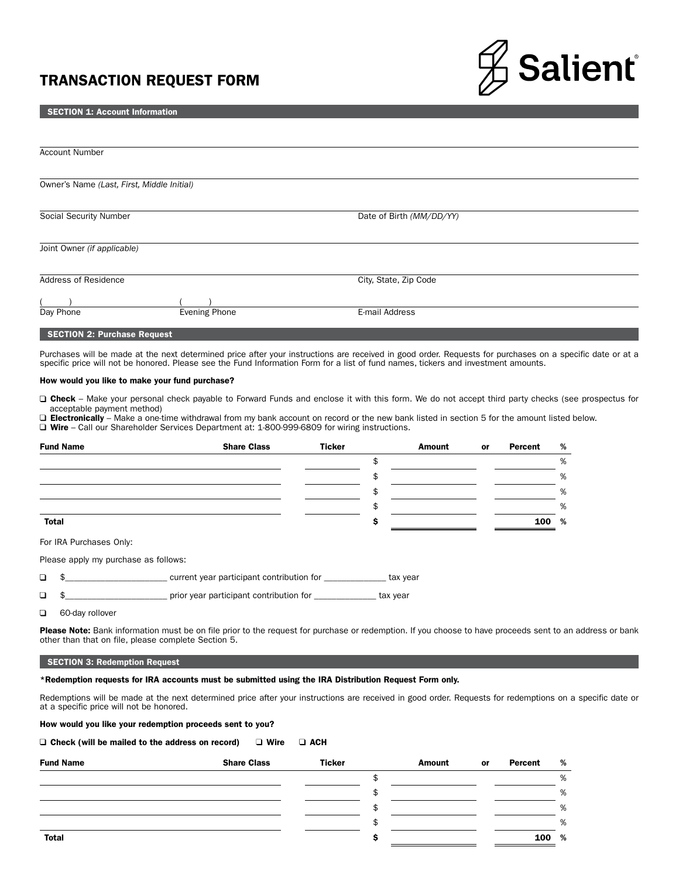# TRANSACTION REQUEST FORM

Salient

## SECTION 1: Account Information

Account Number

Owner's Name *(Last, First, Middle Initial)*

Social Security Number | Date of Birth *(MM/DD/YY)*

Joint Owner *(if applicable)*

Address of Residence | City, State, Zip Code

(    ) Day Phone | (    ) Evening Phone | E-mail Address

## SECTION 2: Purchase Request

Purchases will be made at the next determined price after your instructions are received in good order. Requests for purchases on a specific date or at a specific price will not be honored. Please see the Fund Information Form for a list of fund names, tickers and investment amounts.

**How would you like to make your fund purchase?**

- ❑ **Check** – Make your personal check payable to Forward Funds and enclose it with this form. We do not accept third party checks (see prospectus for acceptable payment method)
- ❑ **Electronically** – Make a one-time withdrawal from my bank account on record or the new bank listed in section 5 for the amount listed below.
- ❑ **Wire** – Call our Shareholder Services Department at: 1-800-999-6809 for wiring instructions.

| Fund Name | Share Class | Ticker | Amount | or | Percent | % |
|---|---|---|---|---|---|---|
| | | | $ | | | % |
| | | | $ | | | % |
| | | | $ | | | % |
| | | | $ | | | % |
| **Total** | | | **$** | | **100** | **%** |

For IRA Purchases Only:

Please apply my purchase as follows:

- ❑ $______________________ current year participant contribution for ______________ tax year
- ❑ $______________________ prior year participant contribution for ______________ tax year
- ❑ 60-day rollover

**Please Note:** Bank information must be on file prior to the request for purchase or redemption. If you choose to have proceeds sent to an address or bank other than that on file, please complete Section 5.

## SECTION 3: Redemption Request

**\*Redemption requests for IRA accounts must be submitted using the IRA Distribution Request Form only.**

Redemptions will be made at the next determined price after your instructions are received in good order. Requests for redemptions on a specific date or at a specific price will not be honored.

**How would you like your redemption proceeds sent to you?**

❑ **Check (will be mailed to the address on record)** ❑ **Wire** ❑ **ACH**

| Fund Name | Share Class | Ticker | Amount | or | Percent | % |
|---|---|---|---|---|---|---|
| | | | $ | | | % |
| | | | $ | | | % |
| | | | $ | | | % |
| | | | $ | | | % |
| **Total** | | | **$** | | **100** | **%** |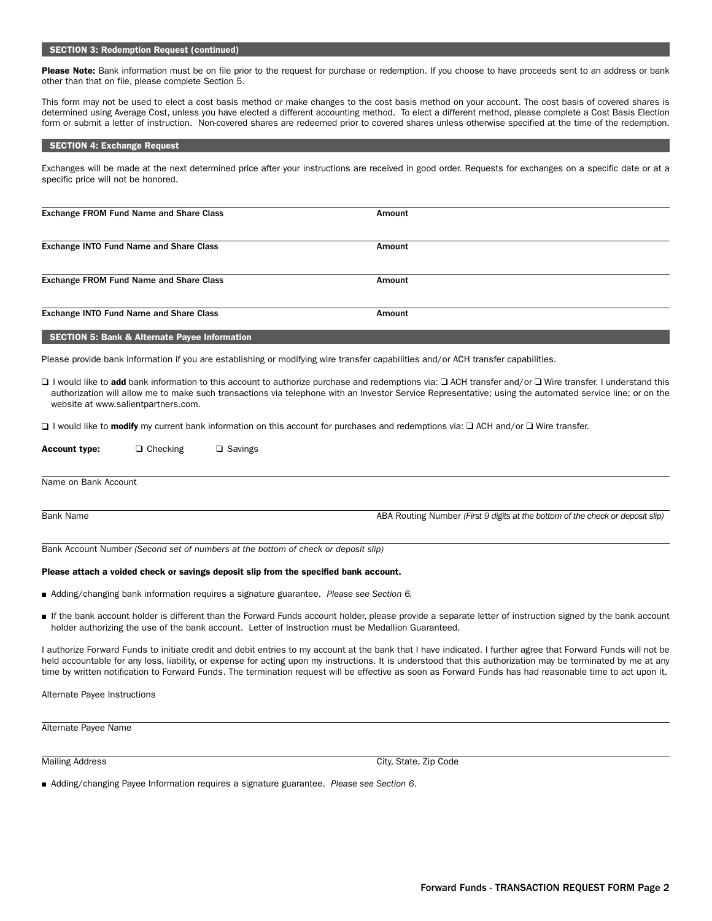## SECTION 3: Redemption Request (continued)

**Please Note:** Bank information must be on file prior to the request for purchase or redemption. If you choose to have proceeds sent to an address or bank other than that on file, please complete Section 5.

This form may not be used to elect a cost basis method or make changes to the cost basis method on your account. The cost basis of covered shares is determined using Average Cost, unless you have elected a different accounting method. To elect a different method, please complete a Cost Basis Election form or submit a letter of instruction. Non-covered shares are redeemed prior to covered shares unless otherwise specified at the time of the redemption.

## SECTION 4: Exchange Request

Exchanges will be made at the next determined price after your instructions are received in good order. Requests for exchanges on a specific date or at a specific price will not be honored.

| Exchange FROM Fund Name and Share Class | Amount |
|---|---|
| **Exchange INTO Fund Name and Share Class** | **Amount** |
| **Exchange FROM Fund Name and Share Class** | **Amount** |
| **Exchange INTO Fund Name and Share Class** | **Amount** |

## SECTION 5: Bank & Alternate Payee Information

Please provide bank information if you are establishing or modifying wire transfer capabilities and/or ACH transfer capabilities.

❑ I would like to **add** bank information to this account to authorize purchase and redemptions via: ❑ ACH transfer and/or ❑ Wire transfer. I understand this authorization will allow me to make such transactions via telephone with an Investor Service Representative; using the automated service line; or on the website at www.salientpartners.com.

❑ I would like to **modify** my current bank information on this account for purchases and redemptions via: ❑ ACH and/or ❑ Wire transfer.

**Account type:** ❑ Checking ❑ Savings

Name on Bank Account

Bank Name

ABA Routing Number *(First 9 digits at the bottom of the check or deposit slip)*

Bank Account Number *(Second set of numbers at the bottom of check or deposit slip)*

**Please attach a voided check or savings deposit slip from the specified bank account.**

- Adding/changing bank information requires a signature guarantee. *Please see Section 6.*
- If the bank account holder is different than the Forward Funds account holder, please provide a separate letter of instruction signed by the bank account holder authorizing the use of the bank account. Letter of Instruction must be Medallion Guaranteed.

I authorize Forward Funds to initiate credit and debit entries to my account at the bank that I have indicated. I further agree that Forward Funds will not be held accountable for any loss, liability, or expense for acting upon my instructions. It is understood that this authorization may be terminated by me at any time by written notification to Forward Funds. The termination request will be effective as soon as Forward Funds has had reasonable time to act upon it.

Alternate Payee Instructions

Alternate Payee Name

Mailing Address

City, State, Zip Code

- Adding/changing Payee Information requires a signature guarantee. *Please see Section 6*.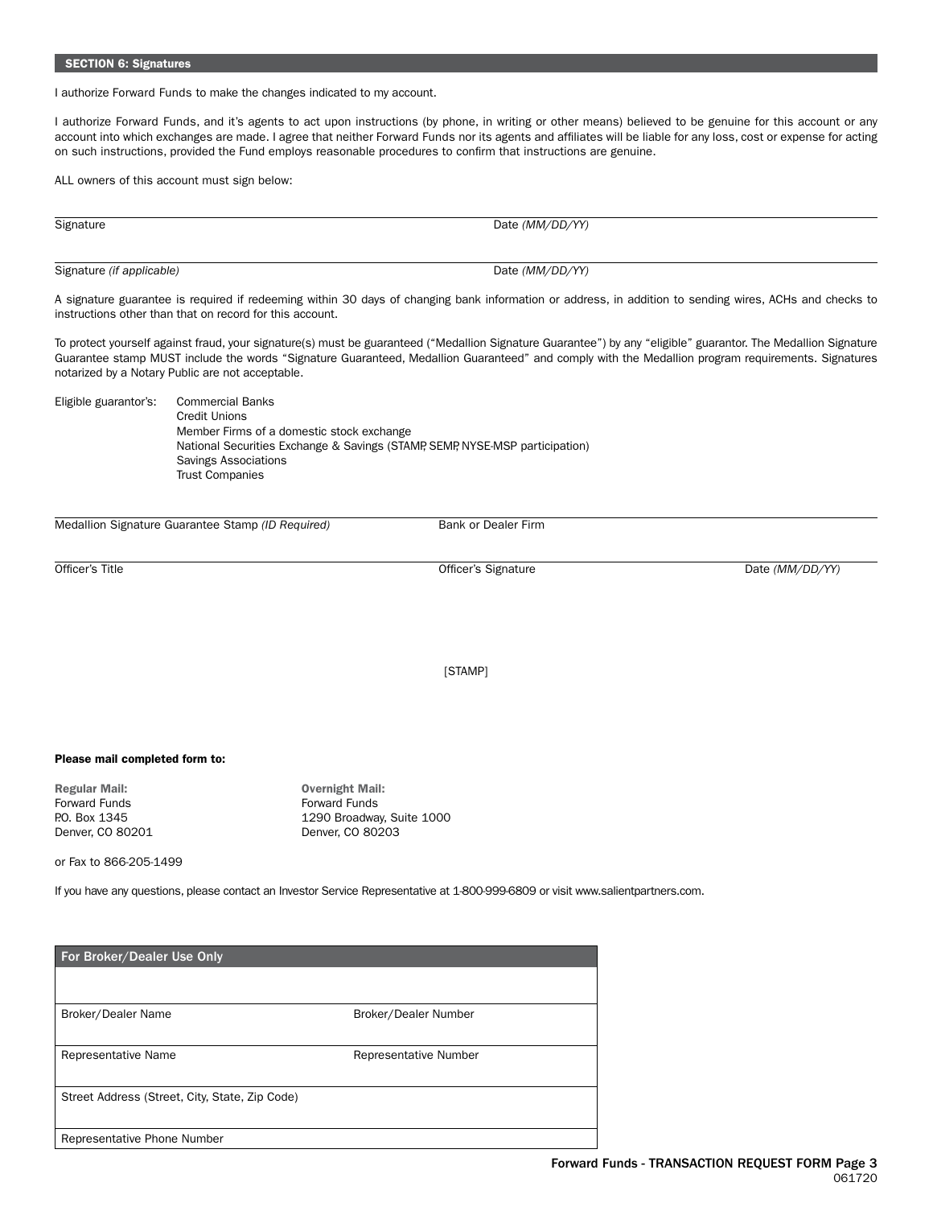## SECTION 6: Signatures

I authorize Forward Funds to make the changes indicated to my account.

I authorize Forward Funds, and it's agents to act upon instructions (by phone, in writing or other means) believed to be genuine for this account or any account into which exchanges are made. I agree that neither Forward Funds nor its agents and affiliates will be liable for any loss, cost or expense for acting on such instructions, provided the Fund employs reasonable procedures to confirm that instructions are genuine.

ALL owners of this account must sign below:

Signature &nbsp;&nbsp;&nbsp;&nbsp;&nbsp;&nbsp;&nbsp;&nbsp; Date *(MM/DD/YY)*

Signature *(if applicable)* &nbsp;&nbsp;&nbsp;&nbsp;&nbsp;&nbsp;&nbsp;&nbsp; Date *(MM/DD/YY)*

A signature guarantee is required if redeeming within 30 days of changing bank information or address, in addition to sending wires, ACHs and checks to instructions other than that on record for this account.

To protect yourself against fraud, your signature(s) must be guaranteed ("Medallion Signature Guarantee") by any "eligible" guarantor. The Medallion Signature Guarantee stamp MUST include the words "Signature Guaranteed, Medallion Guaranteed" and comply with the Medallion program requirements. Signatures notarized by a Notary Public are not acceptable.

Eligible guarantor's:
- Commercial Banks
- Credit Unions
- Member Firms of a domestic stock exchange
- National Securities Exchange & Savings (STAMP, SEMP, NYSE-MSP participation)
- Savings Associations
- Trust Companies

Medallion Signature Guarantee Stamp *(ID Required)* &nbsp;&nbsp;&nbsp;&nbsp;&nbsp;&nbsp;&nbsp;&nbsp; Bank or Dealer Firm

Officer's Title &nbsp;&nbsp;&nbsp;&nbsp;&nbsp;&nbsp;&nbsp;&nbsp; Officer's Signature &nbsp;&nbsp;&nbsp;&nbsp;&nbsp;&nbsp;&nbsp;&nbsp; Date *(MM/DD/YY)*

[STAMP]

**Please mail completed form to:**

**Regular Mail:**
Forward Funds
P.O. Box 1345
Denver, CO 80201

**Overnight Mail:**
Forward Funds
1290 Broadway, Suite 1000
Denver, CO 80203

or Fax to 866-205-1499

If you have any questions, please contact an Investor Service Representative at 1-800-999-6809 or visit www.salientpartners.com.

| For Broker/Dealer Use Only | |
|---|---|
| | |
| Broker/Dealer Name | Broker/Dealer Number |
| Representative Name | Representative Number |
| Street Address (Street, City, State, Zip Code) | |
| Representative Phone Number | |

Forward Funds - TRANSACTION REQUEST FORM Page 3
061720